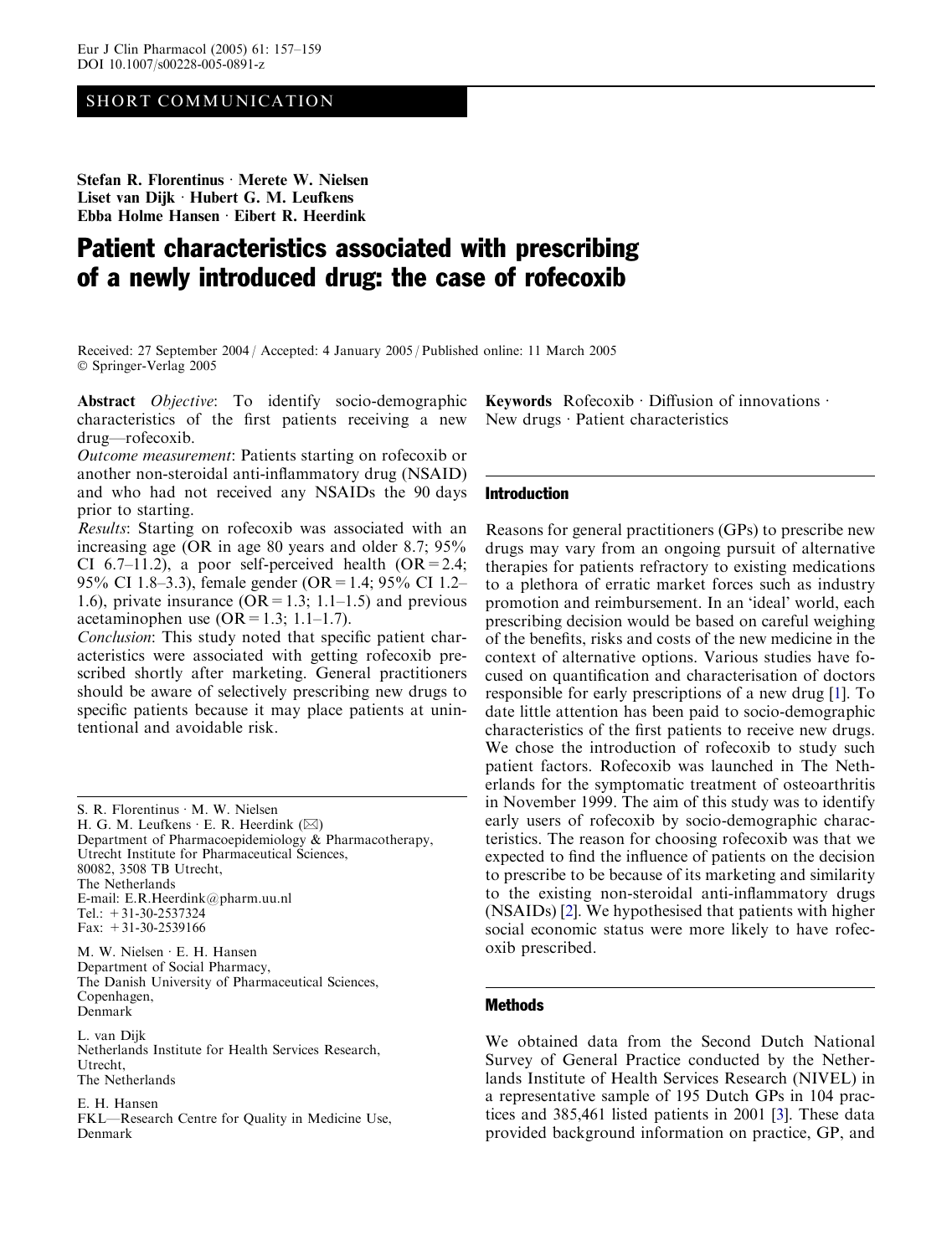SHORT COMMUNICATION

**Stefan R. Florentinus · Merete W. Nielsen**
**Liset van Dijk · Hubert G. M. Leufkens**
**Ebba Holme Hansen · Eibert R. Heerdink**

# Patient characteristics associated with prescribing of a newly introduced drug: the case of rofecoxib

Received: 27 September 2004 / Accepted: 4 January 2005 / Published online: 11 March 2005
© Springer-Verlag 2005

**Abstract** *Objective*: To identify socio-demographic characteristics of the first patients receiving a new drug—rofecoxib.

*Outcome measurement*: Patients starting on rofecoxib or another non-steroidal anti-inflammatory drug (NSAID) and who had not received any NSAIDs the 90 days prior to starting.

*Results*: Starting on rofecoxib was associated with an increasing age (OR in age 80 years and older 8.7; 95% CI 6.7–11.2), a poor self-perceived health (OR = 2.4; 95% CI 1.8–3.3), female gender (OR = 1.4; 95% CI 1.2–1.6), private insurance (OR = 1.3; 1.1–1.5) and previous acetaminophen use (OR = 1.3; 1.1–1.7).

*Conclusion*: This study noted that specific patient characteristics were associated with getting rofecoxib prescribed shortly after marketing. General practitioners should be aware of selectively prescribing new drugs to specific patients because it may place patients at unintentional and avoidable risk.

**Keywords** Rofecoxib · Diffusion of innovations · New drugs · Patient characteristics

S. R. Florentinus · M. W. Nielsen
H. G. M. Leufkens · E. R. Heerdink (✉)
Department of Pharmacoepidemiology & Pharmacotherapy,
Utrecht Institute for Pharmaceutical Sciences,
80082, 3508 TB Utrecht,
The Netherlands
E-mail: E.R.Heerdink@pharm.uu.nl
Tel.: +31-30-2537324
Fax: +31-30-2539166

M. W. Nielsen · E. H. Hansen
Department of Social Pharmacy,
The Danish University of Pharmaceutical Sciences,
Copenhagen,
Denmark

L. van Dijk
Netherlands Institute for Health Services Research,
Utrecht,
The Netherlands

E. H. Hansen
FKL—Research Centre for Quality in Medicine Use,
Denmark

## Introduction

Reasons for general practitioners (GPs) to prescribe new drugs may vary from an ongoing pursuit of alternative therapies for patients refractory to existing medications to a plethora of erratic market forces such as industry promotion and reimbursement. In an 'ideal' world, each prescribing decision would be based on careful weighing of the benefits, risks and costs of the new medicine in the context of alternative options. Various studies have focused on quantification and characterisation of doctors responsible for early prescriptions of a new drug [1]. To date little attention has been paid to socio-demographic characteristics of the first patients to receive new drugs. We chose the introduction of rofecoxib to study such patient factors. Rofecoxib was launched in The Netherlands for the symptomatic treatment of osteoarthritis in November 1999. The aim of this study was to identify early users of rofecoxib by socio-demographic characteristics. The reason for choosing rofecoxib was that we expected to find the influence of patients on the decision to prescribe to be because of its marketing and similarity to the existing non-steroidal anti-inflammatory drugs (NSAIDs) [2]. We hypothesised that patients with higher social economic status were more likely to have rofecoxib prescribed.

## Methods

We obtained data from the Second Dutch National Survey of General Practice conducted by the Netherlands Institute of Health Services Research (NIVEL) in a representative sample of 195 Dutch GPs in 104 practices and 385,461 listed patients in 2001 [3]. These data provided background information on practice, GP, and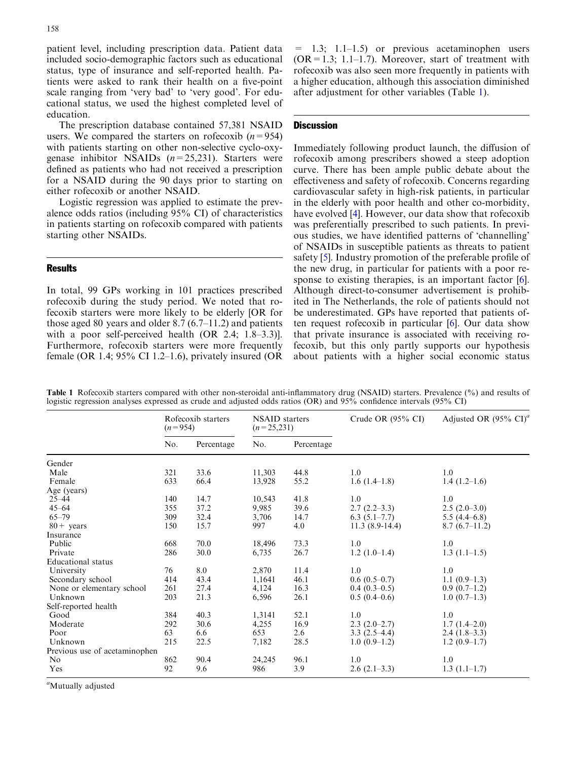patient level, including prescription data. Patient data included socio-demographic factors such as educational status, type of insurance and self-reported health. Patients were asked to rank their health on a five-point scale ranging from 'very bad' to 'very good'. For educational status, we used the highest completed level of education.

The prescription database contained 57,381 NSAID users. We compared the starters on rofecoxib ($n = 954$) with patients starting on other non-selective cyclo-oxygenase inhibitor NSAIDs ($n = 25,231$). Starters were defined as patients who had not received a prescription for a NSAID during the 90 days prior to starting on either rofecoxib or another NSAID.

Logistic regression was applied to estimate the prevalence odds ratios (including 95% CI) of characteristics in patients starting on rofecoxib compared with patients starting other NSAIDs.

## Results

In total, 99 GPs working in 101 practices prescribed rofecoxib during the study period. We noted that rofecoxib starters were more likely to be elderly [OR for those aged 80 years and older 8.7 (6.7–11.2) and patients with a poor self-perceived health (OR 2.4; 1.8–3.3)]. Furthermore, rofecoxib starters were more frequently female (OR 1.4; 95% CI 1.2–1.6), privately insured (OR = 1.3; 1.1–1.5) or previous acetaminophen users (OR = 1.3; 1.1–1.7). Moreover, start of treatment with rofecoxib was also seen more frequently in patients with a higher education, although this association diminished after adjustment for other variables (Table 1).

## Discussion

Immediately following product launch, the diffusion of rofecoxib among prescribers showed a steep adoption curve. There has been ample public debate about the effectiveness and safety of rofecoxib. Concerns regarding cardiovascular safety in high-risk patients, in particular in the elderly with poor health and other co-morbidity, have evolved [4]. However, our data show that rofecoxib was preferentially prescribed to such patients. In previous studies, we have identified patterns of 'channelling' of NSAIDs in susceptible patients as threats to patient safety [5]. Industry promotion of the preferable profile of the new drug, in particular for patients with a poor response to existing therapies, is an important factor [6]. Although direct-to-consumer advertisement is prohibited in The Netherlands, the role of patients should not be underestimated. GPs have reported that patients often request rofecoxib in particular [6]. Our data show that private insurance is associated with receiving rofecoxib, but this only partly supports our hypothesis about patients with a higher social economic status

**Table 1** Rofecoxib starters compared with other non-steroidal anti-inflammatory drug (NSAID) starters. Prevalence (%) and results of logistic regression analyses expressed as crude and adjusted odds ratios (OR) and 95% confidence intervals (95% CI)

| | Rofecoxib starters ($n = 954$) | | NSAID starters ($n = 25,231$) | | Crude OR (95% CI) | Adjusted OR (95% CI)[a] |
|---|---|---|---|---|---|---|
| | No. | Percentage | No. | Percentage | | |
| Gender | | | | | | |
| Male | 321 | 33.6 | 11,303 | 44.8 | 1.0 | 1.0 |
| Female | 633 | 66.4 | 13,928 | 55.2 | 1.6 (1.4–1.8) | 1.4 (1.2–1.6) |
| Age (years) | | | | | | |
| 25–44 | 140 | 14.7 | 10,543 | 41.8 | 1.0 | 1.0 |
| 45–64 | 355 | 37.2 | 9,985 | 39.6 | 2.7 (2.2–3.3) | 2.5 (2.0–3.0) |
| 65–79 | 309 | 32.4 | 3,706 | 14.7 | 6.3 (5.1–7.7) | 5.5 (4.4–6.8) |
| 80+ years | 150 | 15.7 | 997 | 4.0 | 11.3 (8.9-14.4) | 8.7 (6.7–11.2) |
| Insurance | | | | | | |
| Public | 668 | 70.0 | 18,496 | 73.3 | 1.0 | 1.0 |
| Private | 286 | 30.0 | 6,735 | 26.7 | 1.2 (1.0–1.4) | 1.3 (1.1–1.5) |
| Educational status | | | | | | |
| University | 76 | 8.0 | 2,870 | 11.4 | 1.0 | 1.0 |
| Secondary school | 414 | 43.4 | 1,1641 | 46.1 | 0.6 (0.5–0.7) | 1.1 (0.9–1.3) |
| None or elementary school | 261 | 27.4 | 4,124 | 16.3 | 0.4 (0.3–0.5) | 0.9 (0.7–1.2) |
| Unknown | 203 | 21.3 | 6,596 | 26.1 | 0.5 (0.4–0.6) | 1.0 (0.7–1.3) |
| Self-reported health | | | | | | |
| Good | 384 | 40.3 | 1,3141 | 52.1 | 1.0 | 1.0 |
| Moderate | 292 | 30.6 | 4,255 | 16.9 | 2.3 (2.0–2.7) | 1.7 (1.4–2.0) |
| Poor | 63 | 6.6 | 653 | 2.6 | 3.3 (2.5–4.4) | 2.4 (1.8–3.3) |
| Unknown | 215 | 22.5 | 7,182 | 28.5 | 1.0 (0.9–1.2) | 1.2 (0.9–1.7) |
| Previous use of acetaminophen | | | | | | |
| No | 862 | 90.4 | 24,245 | 96.1 | 1.0 | 1.0 |
| Yes | 92 | 9.6 | 986 | 3.9 | 2.6 (2.1–3.3) | 1.3 (1.1–1.7) |

[a]Mutually adjusted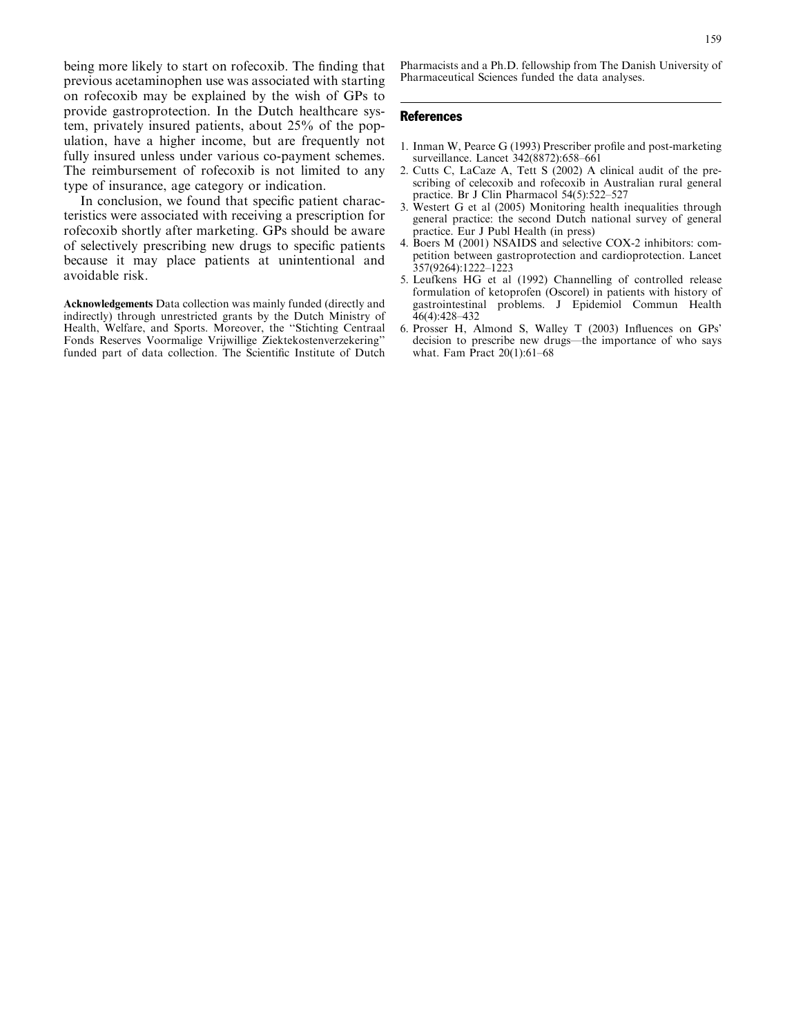being more likely to start on rofecoxib. The finding that previous acetaminophen use was associated with starting on rofecoxib may be explained by the wish of GPs to provide gastroprotection. In the Dutch healthcare system, privately insured patients, about 25% of the population, have a higher income, but are frequently not fully insured unless under various co-payment schemes. The reimbursement of rofecoxib is not limited to any type of insurance, age category or indication.

In conclusion, we found that specific patient characteristics were associated with receiving a prescription for rofecoxib shortly after marketing. GPs should be aware of selectively prescribing new drugs to specific patients because it may place patients at unintentional and avoidable risk.

**Acknowledgements** Data collection was mainly funded (directly and indirectly) through unrestricted grants by the Dutch Ministry of Health, Welfare, and Sports. Moreover, the "Stichting Centraal Fonds Reserves Voormalige Vrijwillige Ziektekostenverzekering" funded part of data collection. The Scientific Institute of Dutch Pharmacists and a Ph.D. fellowship from The Danish University of Pharmaceutical Sciences funded the data analyses.

## References

1. Inman W, Pearce G (1993) Prescriber profile and post-marketing surveillance. Lancet 342(8872):658–661
2. Cutts C, LaCaze A, Tett S (2002) A clinical audit of the prescribing of celecoxib and rofecoxib in Australian rural general practice. Br J Clin Pharmacol 54(5):522–527
3. Westert G et al (2005) Monitoring health inequalities through general practice: the second Dutch national survey of general practice. Eur J Publ Health (in press)
4. Boers M (2001) NSAIDS and selective COX-2 inhibitors: competition between gastroprotection and cardioprotection. Lancet 357(9264):1222–1223
5. Leufkens HG et al (1992) Channelling of controlled release formulation of ketoprofen (Oscorel) in patients with history of gastrointestinal problems. J Epidemiol Commun Health 46(4):428–432
6. Prosser H, Almond S, Walley T (2003) Influences on GPs' decision to prescribe new drugs—the importance of who says what. Fam Pract 20(1):61–68